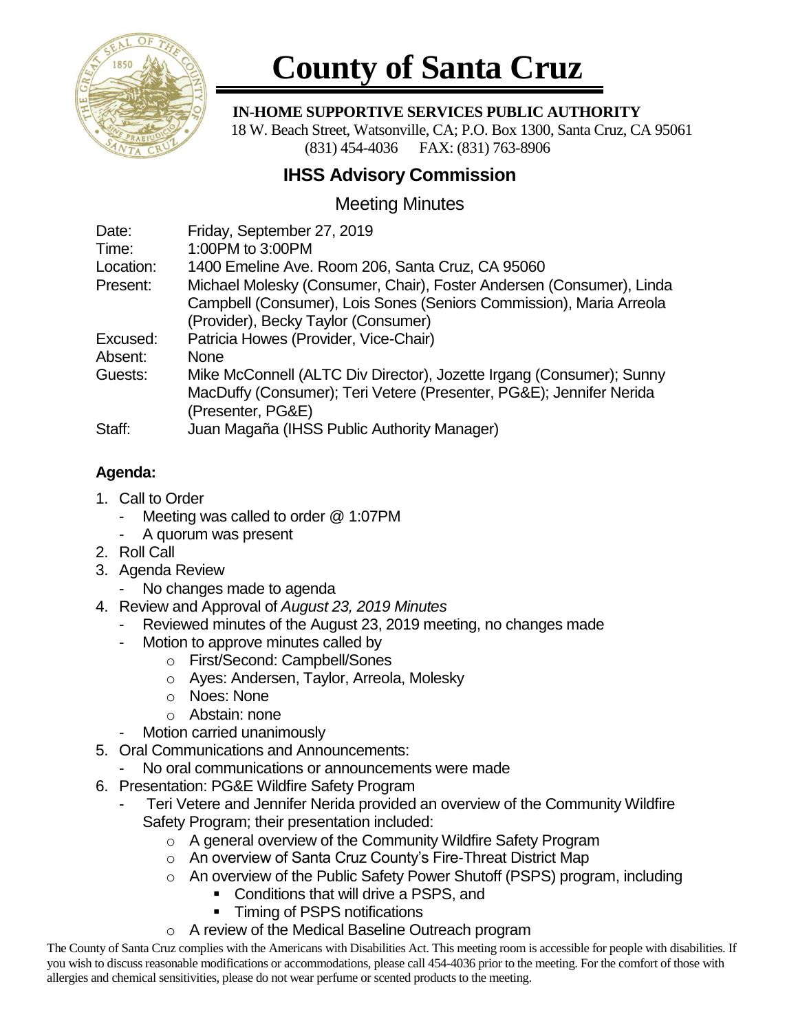# County of Santa Cruz

**IN-HOME SUPPORTIVE SERVICES PUBLIC AUTHORITY**

18 W. Beach Street, Watsonville, CA; P.O. Box 1300, Santa Cruz, CA 95061
(831) 454-4036 FAX: (831) 763-8906

## IHSS Advisory Commission

### Meeting Minutes

| | |
|---|---|
| Date: | Friday, September 27, 2019 |
| Time: | 1:00PM to 3:00PM |
| Location: | 1400 Emeline Ave. Room 206, Santa Cruz, CA 95060 |
| Present: | Michael Molesky (Consumer, Chair), Foster Andersen (Consumer), Linda Campbell (Consumer), Lois Sones (Seniors Commission), Maria Arreola (Provider), Becky Taylor (Consumer) |
| Excused: | Patricia Howes (Provider, Vice-Chair) |
| Absent: | None |
| Guests: | Mike McConnell (ALTC Div Director), Jozette Irgang (Consumer); Sunny MacDuffy (Consumer); Teri Vetere (Presenter, PG&E); Jennifer Nerida (Presenter, PG&E) |
| Staff: | Juan Magaña (IHSS Public Authority Manager) |

**Agenda:**

1. Call to Order
   - Meeting was called to order @ 1:07PM
   - A quorum was present
2. Roll Call
3. Agenda Review
   - No changes made to agenda
4. Review and Approval of *August 23, 2019 Minutes*
   - Reviewed minutes of the August 23, 2019 meeting, no changes made
   - Motion to approve minutes called by
     - First/Second: Campbell/Sones
     - Ayes: Andersen, Taylor, Arreola, Molesky
     - Noes: None
     - Abstain: none
   - Motion carried unanimously
5. Oral Communications and Announcements:
   - No oral communications or announcements were made
6. Presentation: PG&E Wildfire Safety Program
   - Teri Vetere and Jennifer Nerida provided an overview of the Community Wildfire Safety Program; their presentation included:
     - A general overview of the Community Wildfire Safety Program
     - An overview of Santa Cruz County's Fire-Threat District Map
     - An overview of the Public Safety Power Shutoff (PSPS) program, including
       - Conditions that will drive a PSPS, and
       - Timing of PSPS notifications
     - A review of the Medical Baseline Outreach program

The County of Santa Cruz complies with the Americans with Disabilities Act. This meeting room is accessible for people with disabilities. If you wish to discuss reasonable modifications or accommodations, please call 454-4036 prior to the meeting. For the comfort of those with allergies and chemical sensitivities, please do not wear perfume or scented products to the meeting.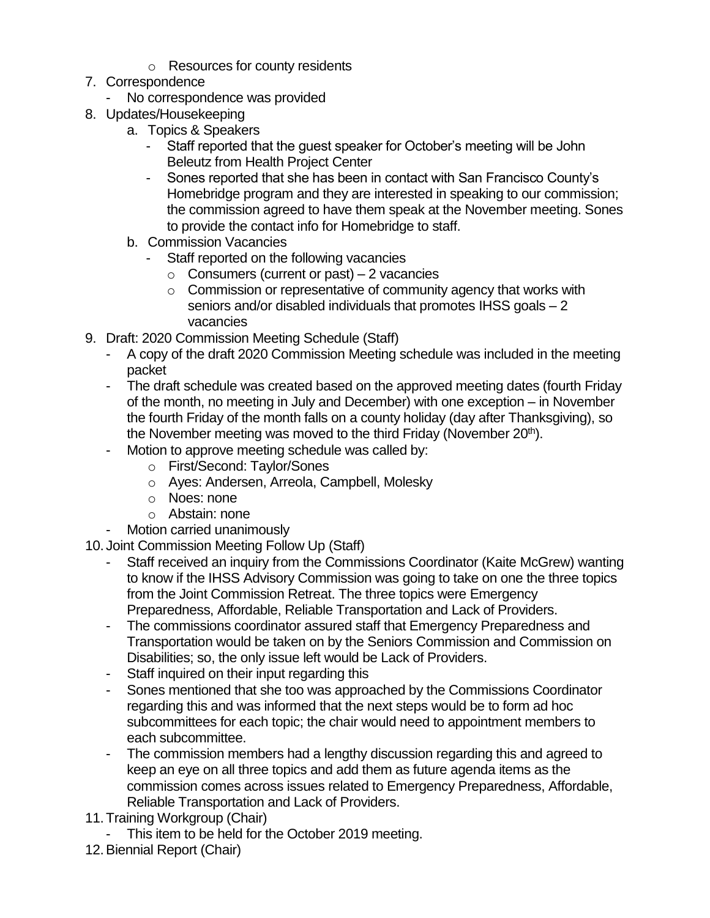- Resources for county residents

7. Correspondence
   - No correspondence was provided
8. Updates/Housekeeping
   a. Topics & Speakers
      - Staff reported that the guest speaker for October's meeting will be John Beleutz from Health Project Center
      - Sones reported that she has been in contact with San Francisco County's Homebridge program and they are interested in speaking to our commission; the commission agreed to have them speak at the November meeting. Sones to provide the contact info for Homebridge to staff.

   b. Commission Vacancies
      - Staff reported on the following vacancies
        - Consumers (current or past) – 2 vacancies
        - Commission or representative of community agency that works with seniors and/or disabled individuals that promotes IHSS goals – 2 vacancies
9. Draft: 2020 Commission Meeting Schedule (Staff)
   - A copy of the draft 2020 Commission Meeting schedule was included in the meeting packet
   - The draft schedule was created based on the approved meeting dates (fourth Friday of the month, no meeting in July and December) with one exception – in November the fourth Friday of the month falls on a county holiday (day after Thanksgiving), so the November meeting was moved to the third Friday (November 20th).
   - Motion to approve meeting schedule was called by:
     - First/Second: Taylor/Sones
     - Ayes: Andersen, Arreola, Campbell, Molesky
     - Noes: none
     - Abstain: none
   - Motion carried unanimously
10. Joint Commission Meeting Follow Up (Staff)
    - Staff received an inquiry from the Commissions Coordinator (Kaite McGrew) wanting to know if the IHSS Advisory Commission was going to take on one the three topics from the Joint Commission Retreat. The three topics were Emergency Preparedness, Affordable, Reliable Transportation and Lack of Providers.
    - The commissions coordinator assured staff that Emergency Preparedness and Transportation would be taken on by the Seniors Commission and Commission on Disabilities; so, the only issue left would be Lack of Providers.
    - Staff inquired on their input regarding this
    - Sones mentioned that she too was approached by the Commissions Coordinator regarding this and was informed that the next steps would be to form ad hoc subcommittees for each topic; the chair would need to appointment members to each subcommittee.
    - The commission members had a lengthy discussion regarding this and agreed to keep an eye on all three topics and add them as future agenda items as the commission comes across issues related to Emergency Preparedness, Affordable, Reliable Transportation and Lack of Providers.
11. Training Workgroup (Chair)
    - This item to be held for the October 2019 meeting.
12. Biennial Report (Chair)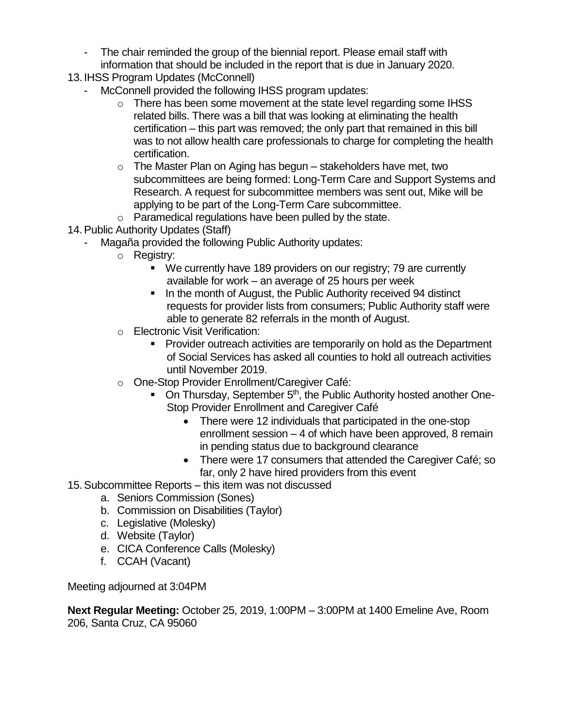- The chair reminded the group of the biennial report. Please email staff with information that should be included in the report that is due in January 2020.

13. IHSS Program Updates (McConnell)
    - McConnell provided the following IHSS program updates:
        - There has been some movement at the state level regarding some IHSS related bills. There was a bill that was looking at eliminating the health certification – this part was removed; the only part that remained in this bill was to not allow health care professionals to charge for completing the health certification.
        - The Master Plan on Aging has begun – stakeholders have met, two subcommittees are being formed: Long-Term Care and Support Systems and Research. A request for subcommittee members was sent out, Mike will be applying to be part of the Long-Term Care subcommittee.
        - Paramedical regulations have been pulled by the state.
14. Public Authority Updates (Staff)
    - Magaña provided the following Public Authority updates:
        - Registry:
            - We currently have 189 providers on our registry; 79 are currently available for work – an average of 25 hours per week
            - In the month of August, the Public Authority received 94 distinct requests for provider lists from consumers; Public Authority staff were able to generate 82 referrals in the month of August.
        - Electronic Visit Verification:
            - Provider outreach activities are temporarily on hold as the Department of Social Services has asked all counties to hold all outreach activities until November 2019.
        - One-Stop Provider Enrollment/Caregiver Café:
            - On Thursday, September 5th, the Public Authority hosted another One-Stop Provider Enrollment and Caregiver Café
                - There were 12 individuals that participated in the one-stop enrollment session – 4 of which have been approved, 8 remain in pending status due to background clearance
                - There were 17 consumers that attended the Caregiver Café; so far, only 2 have hired providers from this event
15. Subcommittee Reports – this item was not discussed
    a. Seniors Commission (Sones)
    b. Commission on Disabilities (Taylor)
    c. Legislative (Molesky)
    d. Website (Taylor)
    e. CICA Conference Calls (Molesky)
    f. CCAH (Vacant)

Meeting adjourned at 3:04PM

**Next Regular Meeting:** October 25, 2019, 1:00PM – 3:00PM at 1400 Emeline Ave, Room 206, Santa Cruz, CA 95060